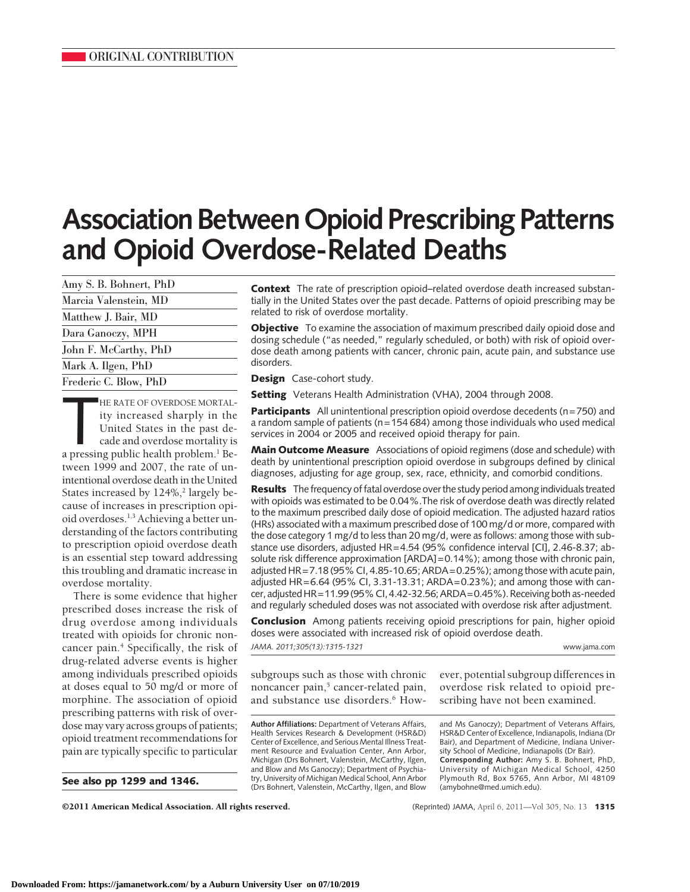ORIGINAL CONTRIBUTION

# Association Between Opioid Prescribing Patterns and Opioid Overdose-Related Deaths

Amy S. B. Bohnert, PhD
Marcia Valenstein, MD
Matthew J. Bair, MD
Dara Ganoczy, MPH
John F. McCarthy, PhD
Mark A. Ilgen, PhD
Frederic C. Blow, PhD

**Context** The rate of prescription opioid–related overdose death increased substantially in the United States over the past decade. Patterns of opioid prescribing may be related to risk of overdose mortality.

**Objective** To examine the association of maximum prescribed daily opioid dose and dosing schedule ("as needed," regularly scheduled, or both) with risk of opioid overdose death among patients with cancer, chronic pain, acute pain, and substance use disorders.

**Design** Case-cohort study.

**Setting** Veterans Health Administration (VHA), 2004 through 2008.

**Participants** All unintentional prescription opioid overdose decedents (n=750) and a random sample of patients (n=154 684) among those individuals who used medical services in 2004 or 2005 and received opioid therapy for pain.

**Main Outcome Measure** Associations of opioid regimens (dose and schedule) with death by unintentional prescription opioid overdose in subgroups defined by clinical diagnoses, adjusting for age group, sex, race, ethnicity, and comorbid conditions.

**Results** The frequency of fatal overdose over the study period among individuals treated with opioids was estimated to be 0.04%. The risk of overdose death was directly related to the maximum prescribed daily dose of opioid medication. The adjusted hazard ratios (HRs) associated with a maximum prescribed dose of 100 mg/d or more, compared with the dose category 1 mg/d to less than 20 mg/d, were as follows: among those with substance use disorders, adjusted HR=4.54 (95% confidence interval [CI], 2.46-8.37; absolute risk difference approximation [ARDA]=0.14%); among those with chronic pain, adjusted HR=7.18 (95% CI, 4.85-10.65; ARDA=0.25%); among those with acute pain, adjusted HR=6.64 (95% CI, 3.31-13.31; ARDA=0.23%); and among those with cancer, adjusted HR=11.99 (95% CI, 4.42-32.56; ARDA=0.45%). Receiving both as-needed and regularly scheduled doses was not associated with overdose risk after adjustment.

**Conclusion** Among patients receiving opioid prescriptions for pain, higher opioid doses were associated with increased risk of opioid overdose death.

*JAMA. 2011;305(13):1315-1321* www.jama.com

THE RATE OF OVERDOSE MORTALITY increased sharply in the United States in the past decade and overdose mortality is a pressing public health problem.[1] Between 1999 and 2007, the rate of unintentional overdose death in the United States increased by 124%,[2] largely because of increases in prescription opioid overdoses.[1,3] Achieving a better understanding of the factors contributing to prescription opioid overdose death is an essential step toward addressing this troubling and dramatic increase in overdose mortality.

There is some evidence that higher prescribed doses increase the risk of drug overdose among individuals treated with opioids for chronic noncancer pain.[4] Specifically, the risk of drug-related adverse events is higher among individuals prescribed opioids at doses equal to 50 mg/d or more of morphine. The association of opioid prescribing patterns with risk of overdose may vary across groups of patients; opioid treatment recommendations for pain are typically specific to particular subgroups such as those with chronic noncancer pain,[5] cancer-related pain, and substance use disorders.[6] However, potential subgroup differences in overdose risk related to opioid prescribing have not been examined.

**See also pp 1299 and 1346.**

**Author Affiliations:** Department of Veterans Affairs, Health Services Research & Development (HSR&D) Center of Excellence, and Serious Mental Illness Treatment Resource and Evaluation Center, Ann Arbor, Michigan (Drs Bohnert, Valenstein, McCarthy, Ilgen, and Blow and Ms Ganoczy); Department of Psychiatry, University of Michigan Medical School, Ann Arbor (Drs Bohnert, Valenstein, McCarthy, Ilgen, and Blow and Ms Ganoczy); Department of Veterans Affairs, HSR&D Center of Excellence, Indianapolis, Indiana (Dr Bair), and Department of Medicine, Indiana University School of Medicine, Indianapolis (Dr Bair).
**Corresponding Author:** Amy S. B. Bohnert, PhD, University of Michigan Medical School, 4250 Plymouth Rd, Box 5765, Ann Arbor, MI 48109 (amybohne@med.umich.edu).

©2011 American Medical Association. All rights reserved.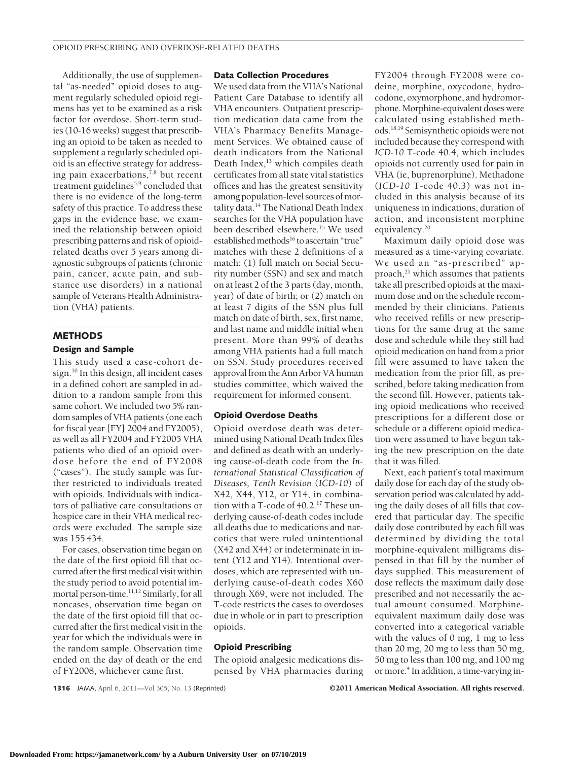Additionally, the use of supplemental "as-needed" opioid doses to augment regularly scheduled opioid regimens has yet to be examined as a risk factor for overdose. Short-term studies (10-16 weeks) suggest that prescribing an opioid to be taken as needed to supplement a regularly scheduled opioid is an effective strategy for addressing pain exacerbations,[7,8] but recent treatment guidelines[5,9] concluded that there is no evidence of the long-term safety of this practice. To address these gaps in the evidence base, we examined the relationship between opioid prescribing patterns and risk of opioid-related deaths over 5 years among diagnostic subgroups of patients (chronic pain, cancer, acute pain, and substance use disorders) in a national sample of Veterans Health Administration (VHA) patients.

## METHODS

### Design and Sample

This study used a case-cohort design.[10] In this design, all incident cases in a defined cohort are sampled in addition to a random sample from this same cohort. We included two 5% random samples of VHA patients (one each for fiscal year [FY] 2004 and FY2005), as well as all FY2004 and FY2005 VHA patients who died of an opioid overdose before the end of FY2008 ("cases"). The study sample was further restricted to individuals treated with opioids. Individuals with indicators of palliative care consultations or hospice care in their VHA medical records were excluded. The sample size was 155 434.

For cases, observation time began on the date of the first opioid fill that occurred after the first medical visit within the study period to avoid potential immortal person-time.[11,12] Similarly, for all noncases, observation time began on the date of the first opioid fill that occurred after the first medical visit in the year for which the individuals were in the random sample. Observation time ended on the day of death or the end of FY2008, whichever came first.

### Data Collection Procedures

We used data from the VHA's National Patient Care Database to identify all VHA encounters. Outpatient prescription medication data came from the VHA's Pharmacy Benefits Management Services. We obtained cause of death indicators from the National Death Index,[13] which compiles death certificates from all state vital statistics offices and has the greatest sensitivity among population-level sources of mortality data.[14] The National Death Index searches for the VHA population have been described elsewhere.[15] We used established methods[16] to ascertain "true" matches with these 2 definitions of a match: (1) full match on Social Security number (SSN) and sex and match on at least 2 of the 3 parts (day, month, year) of date of birth; or (2) match on at least 7 digits of the SSN plus full match on date of birth, sex, first name, and last name and middle initial when present. More than 99% of deaths among VHA patients had a full match on SSN. Study procedures received approval from the Ann Arbor VA human studies committee, which waived the requirement for informed consent.

### Opioid Overdose Deaths

Opioid overdose death was determined using National Death Index files and defined as death with an underlying cause-of-death code from the *International Statistical Classification of Diseases, Tenth Revision* (*ICD-10*) of X42, X44, Y12, or Y14, in combination with a T-code of 40.2.[17] These underlying cause-of-death codes include all deaths due to medications and narcotics that were ruled unintentional (X42 and X44) or indeterminate in intent (Y12 and Y14). Intentional overdoses, which are represented with underlying cause-of-death codes X60 through X69, were not included. The T-code restricts the cases to overdoses due in whole or in part to prescription opioids.

### Opioid Prescribing

The opioid analgesic medications dispensed by VHA pharmacies during FY2004 through FY2008 were codeine, morphine, oxycodone, hydrocodone, oxymorphone, and hydromorphone. Morphine-equivalent doses were calculated using established methods.[18,19] Semisynthetic opioids were not included because they correspond with *ICD-10* T-code 40.4, which includes opioids not currently used for pain in VHA (ie, buprenorphine). Methadone (*ICD-10* T-code 40.3) was not included in this analysis because of its uniqueness in indications, duration of action, and inconsistent morphine equivalency.[20]

Maximum daily opioid dose was measured as a time-varying covariate. We used an "as-prescribed" approach,[21] which assumes that patients take all prescribed opioids at the maximum dose and on the schedule recommended by their clinicians. Patients who received refills or new prescriptions for the same drug at the same dose and schedule while they still had opioid medication on hand from a prior fill were assumed to have taken the medication from the prior fill, as prescribed, before taking medication from the second fill. However, patients taking opioid medications who received prescriptions for a different dose or schedule or a different opioid medication were assumed to have begun taking the new prescription on the date that it was filled.

Next, each patient's total maximum daily dose for each day of the study observation period was calculated by adding the daily doses of all fills that covered that particular day. The specific daily dose contributed by each fill was determined by dividing the total morphine-equivalent milligrams dispensed in that fill by the number of days supplied. This measurement of dose reflects the maximum daily dose prescribed and not necessarily the actual amount consumed. Morphine-equivalent maximum daily dose was converted into a categorical variable with the values of 0 mg, 1 mg to less than 20 mg, 20 mg to less than 50 mg, 50 mg to less than 100 mg, and 100 mg or more.[4] In addition, a time-varying in-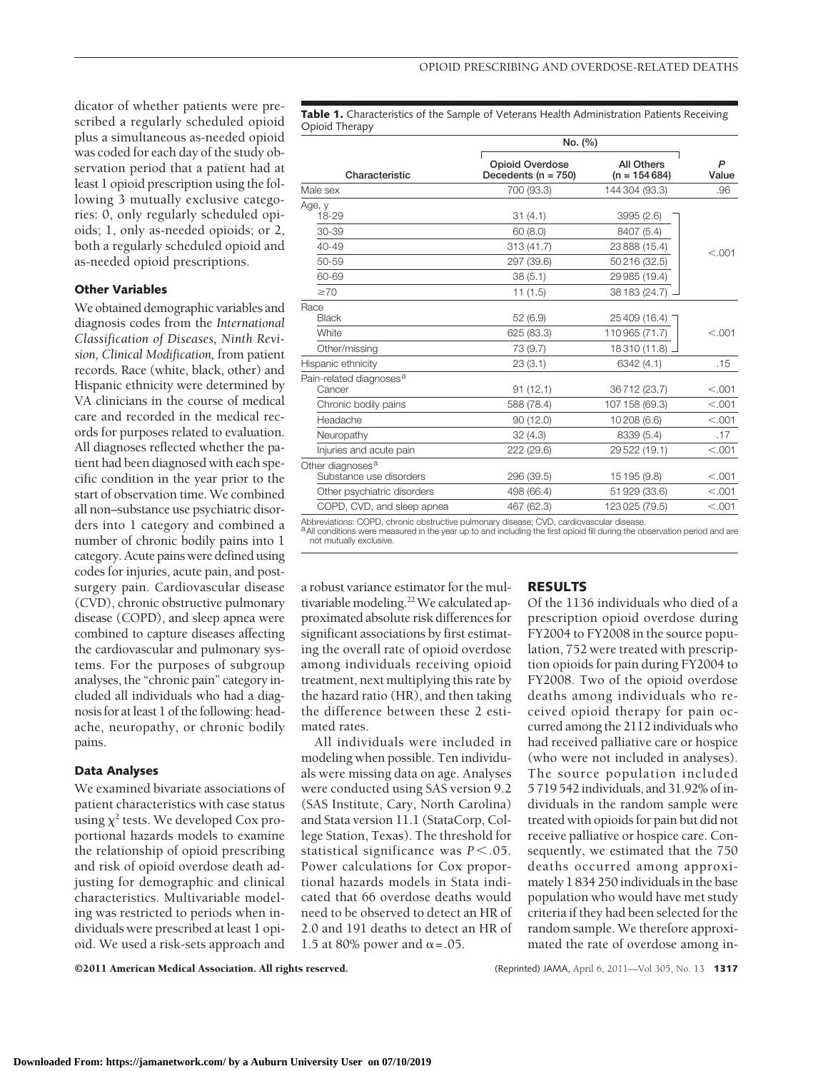dicator of whether patients were prescribed a regularly scheduled opioid plus a simultaneous as-needed opioid was coded for each day of the study observation period that a patient had at least 1 opioid prescription using the following 3 mutually exclusive categories: 0, only regularly scheduled opioids; 1, only as-needed opioids; or 2, both a regularly scheduled opioid and as-needed opioid prescriptions.

### Other Variables

We obtained demographic variables and diagnosis codes from the *International Classification of Diseases, Ninth Revision, Clinical Modification,* from patient records. Race (white, black, other) and Hispanic ethnicity were determined by VA clinicians in the course of medical care and recorded in the medical records for purposes related to evaluation. All diagnoses reflected whether the patient had been diagnosed with each specific condition in the year prior to the start of observation time. We combined all non–substance use psychiatric disorders into 1 category and combined a number of chronic bodily pains into 1 category. Acute pains were defined using codes for injuries, acute pain, and postsurgery pain. Cardiovascular disease (CVD), chronic obstructive pulmonary disease (COPD), and sleep apnea were combined to capture diseases affecting the cardiovascular and pulmonary systems. For the purposes of subgroup analyses, the "chronic pain" category included all individuals who had a diagnosis for at least 1 of the following: headache, neuropathy, or chronic bodily pains.

### Data Analyses

We examined bivariate associations of patient characteristics with case status using $\chi^2$ tests. We developed Cox proportional hazards models to examine the relationship of opioid prescribing and risk of opioid overdose death adjusting for demographic and clinical characteristics. Multivariable modeling was restricted to periods when individuals were prescribed at least 1 opioid. We used a risk-sets approach and a robust variance estimator for the multivariable modeling.[22] We calculated approximated absolute risk differences for significant associations by first estimating the overall rate of opioid overdose among individuals receiving opioid treatment, next multiplying this rate by the hazard ratio (HR), and then taking the difference between these 2 estimated rates.

All individuals were included in modeling when possible. Ten individuals were missing data on age. Analyses were conducted using SAS version 9.2 (SAS Institute, Cary, North Carolina) and Stata version 11.1 (StataCorp, College Station, Texas). The threshold for statistical significance was $P < .05$. Power calculations for Cox proportional hazards models in Stata indicated that 66 overdose deaths would need to be observed to detect an HR of 2.0 and 191 deaths to detect an HR of 1.5 at 80% power and $\alpha = .05$.

**Table 1.** Characteristics of the Sample of Veterans Health Administration Patients Receiving Opioid Therapy

| Characteristic | No. (%) | | *P* Value |
|---|---|---|---|
| | Opioid Overdose Decedents (n = 750) | All Others (n = 154 684) | |
| Male sex | 700 (93.3) | 144 304 (93.3) | .96 |
| Age, y | | | |
| 18-29 | 31 (4.1) | 3995 (2.6) | <.001 |
| 30-39 | 60 (8.0) | 8407 (5.4) | |
| 40-49 | 313 (41.7) | 23 888 (15.4) | |
| 50-59 | 297 (39.6) | 50 216 (32.5) | |
| 60-69 | 38 (5.1) | 29 985 (19.4) | |
| ≥70 | 11 (1.5) | 38 183 (24.7) | |
| Race | | | |
| Black | 52 (6.9) | 25 409 (16.4) | <.001 |
| White | 625 (83.3) | 110 965 (71.7) | |
| Other/missing | 73 (9.7) | 18 310 (11.8) | |
| Hispanic ethnicity | 23 (3.1) | 6342 (4.1) | .15 |
| Pain-related diagnoses[a] | | | |
| Cancer | 91 (12.1) | 36 712 (23.7) | <.001 |
| Chronic bodily pains | 588 (78.4) | 107 158 (69.3) | <.001 |
| Headache | 90 (12.0) | 10 208 (6.6) | <.001 |
| Neuropathy | 32 (4.3) | 8339 (5.4) | .17 |
| Injuries and acute pain | 222 (29.6) | 29 522 (19.1) | <.001 |
| Other diagnoses[a] | | | |
| Substance use disorders | 296 (39.5) | 15 195 (9.8) | <.001 |
| Other psychiatric disorders | 498 (66.4) | 51 929 (33.6) | <.001 |
| COPD, CVD, and sleep apnea | 467 (62.3) | 123 025 (79.5) | <.001 |

Abbreviations: COPD, chronic obstructive pulmonary disease; CVD, cardiovascular disease.
[a] All conditions were measured in the year up to and including the first opioid fill during the observation period and are not mutually exclusive.

## RESULTS

Of the 1136 individuals who died of a prescription opioid overdose during FY2004 to FY2008 in the source population, 752 were treated with prescription opioids for pain during FY2004 to FY2008. Two of the opioid overdose deaths among individuals who received opioid therapy for pain occurred among the 2112 individuals who had received palliative care or hospice (who were not included in analyses). The source population included 5 719 542 individuals, and 31.92% of individuals in the random sample were treated with opioids for pain but did not receive palliative or hospice care. Consequently, we estimated that the 750 deaths occurred among approximately 1 834 250 individuals in the base population who would have met study criteria if they had been selected for the random sample. We therefore approximated the rate of overdose among in-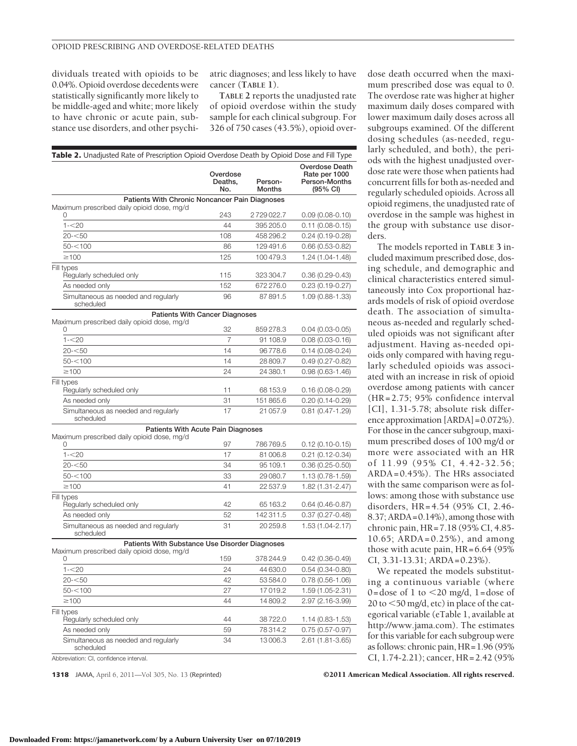dividuals treated with opioids to be 0.04%. Opioid overdose decedents were statistically significantly more likely to be middle-aged and white; more likely to have chronic or acute pain, substance use disorders, and other psychiatric diagnoses; and less likely to have cancer (**TABLE 1**).

**TABLE 2** reports the unadjusted rate of opioid overdose within the study sample for each clinical subgroup. For 326 of 750 cases (43.5%), opioid overdose death occurred when the maximum prescribed dose was equal to 0. The overdose rate was higher at higher maximum daily doses compared with lower maximum daily doses across all subgroups examined. Of the different dosing schedules (as-needed, regularly scheduled, and both), the periods with the highest unadjusted overdose rate were those when patients had concurrent fills for both as-needed and regularly scheduled opioids. Across all opioid regimens, the unadjusted rate of overdose in the sample was highest in the group with substance use disorders.

**Table 2.** Unadjusted Rate of Prescription Opioid Overdose Death by Opioid Dose and Fill Type

| | Overdose Deaths, No. | Person-Months | Overdose Death Rate per 1000 Person-Months (95% CI) |
|---|---|---|---|
| **Patients With Chronic Noncancer Pain Diagnoses** | | | |
| Maximum prescribed daily opioid dose, mg/d | | | |
| 0 | 243 | 2 729 022.7 | 0.09 (0.08-0.10) |
| 1-<20 | 44 | 395 205.0 | 0.11 (0.08-0.15) |
| 20-<50 | 108 | 458 296.2 | 0.24 (0.19-0.28) |
| 50-<100 | 86 | 129 491.6 | 0.66 (0.53-0.82) |
| ≥100 | 125 | 100 479.3 | 1.24 (1.04-1.48) |
| Fill types | | | |
| Regularly scheduled only | 115 | 323 304.7 | 0.36 (0.29-0.43) |
| As needed only | 152 | 672 276.0 | 0.23 (0.19-0.27) |
| Simultaneous as needed and regularly scheduled | 96 | 87 891.5 | 1.09 (0.88-1.33) |
| **Patients With Cancer Diagnoses** | | | |
| Maximum prescribed daily opioid dose, mg/d | | | |
| 0 | 32 | 859 278.3 | 0.04 (0.03-0.05) |
| 1-<20 | 7 | 91 108.9 | 0.08 (0.03-0.16) |
| 20-<50 | 14 | 96 778.6 | 0.14 (0.08-0.24) |
| 50-<100 | 14 | 28 809.7 | 0.49 (0.27-0.82) |
| ≥100 | 24 | 24 380.1 | 0.98 (0.63-1.46) |
| Fill types | | | |
| Regularly scheduled only | 11 | 68 153.9 | 0.16 (0.08-0.29) |
| As needed only | 31 | 151 865.6 | 0.20 (0.14-0.29) |
| Simultaneous as needed and regularly scheduled | 17 | 21 057.9 | 0.81 (0.47-1.29) |
| **Patients With Acute Pain Diagnoses** | | | |
| Maximum prescribed daily opioid dose, mg/d | | | |
| 0 | 97 | 786 769.5 | 0.12 (0.10-0.15) |
| 1-<20 | 17 | 81 006.8 | 0.21 (0.12-0.34) |
| 20-<50 | 34 | 95 109.1 | 0.36 (0.25-0.50) |
| 50-<100 | 33 | 29 080.7 | 1.13 (0.78-1.59) |
| ≥100 | 41 | 22 537.9 | 1.82 (1.31-2.47) |
| Fill types | | | |
| Regularly scheduled only | 42 | 65 163.2 | 0.64 (0.46-0.87) |
| As needed only | 52 | 142 311.5 | 0.37 (0.27-0.48) |
| Simultaneous as needed and regularly scheduled | 31 | 20 259.8 | 1.53 (1.04-2.17) |
| **Patients With Substance Use Disorder Diagnoses** | | | |
| Maximum prescribed daily opioid dose, mg/d | | | |
| 0 | 159 | 378 244.9 | 0.42 (0.36-0.49) |
| 1-<20 | 24 | 44 630.0 | 0.54 (0.34-0.80) |
| 20-<50 | 42 | 53 584.0 | 0.78 (0.56-1.06) |
| 50-<100 | 27 | 17 019.2 | 1.59 (1.05-2.31) |
| ≥100 | 44 | 14 809.2 | 2.97 (2.16-3.99) |
| Fill types | | | |
| Regularly scheduled only | 44 | 38 722.0 | 1.14 (0.83-1.53) |
| As needed only | 59 | 78 314.2 | 0.75 (0.57-0.97) |
| Simultaneous as needed and regularly scheduled | 34 | 13 006.3 | 2.61 (1.81-3.65) |

Abbreviation: CI, confidence interval.

The models reported in **TABLE 3** included maximum prescribed dose, dosing schedule, and demographic and clinical characteristics entered simultaneously into Cox proportional hazards models of risk of opioid overdose death. The association of simultaneous as-needed and regularly scheduled opioids was not significant after adjustment. Having as-needed opioids only compared with having regularly scheduled opioids was associated with an increase in risk of opioid overdose among patients with cancer (HR=2.75; 95% confidence interval [CI], 1.31-5.78; absolute risk difference approximation [ARDA]=0.072%). For those in the cancer subgroup, maximum prescribed doses of 100 mg/d or more were associated with an HR of 11.99 (95% CI, 4.42-32.56; ARDA=0.45%). The HRs associated with the same comparison were as follows: among those with substance use disorders, HR=4.54 (95% CI, 2.46-8.37; ARDA=0.14%), among those with chronic pain, HR=7.18 (95% CI, 4.85-10.65; ARDA=0.25%), and among those with acute pain, HR=6.64 (95% CI, 3.31-13.31; ARDA=0.23%).

We repeated the models substituting a continuous variable (where 0=dose of 1 to <20 mg/d, 1=dose of 20 to <50 mg/d, etc) in place of the categorical variable (eTable 1, available at http://www.jama.com). The estimates for this variable for each subgroup were as follows: chronic pain, HR=1.96 (95% CI, 1.74-2.21); cancer, HR=2.42 (95%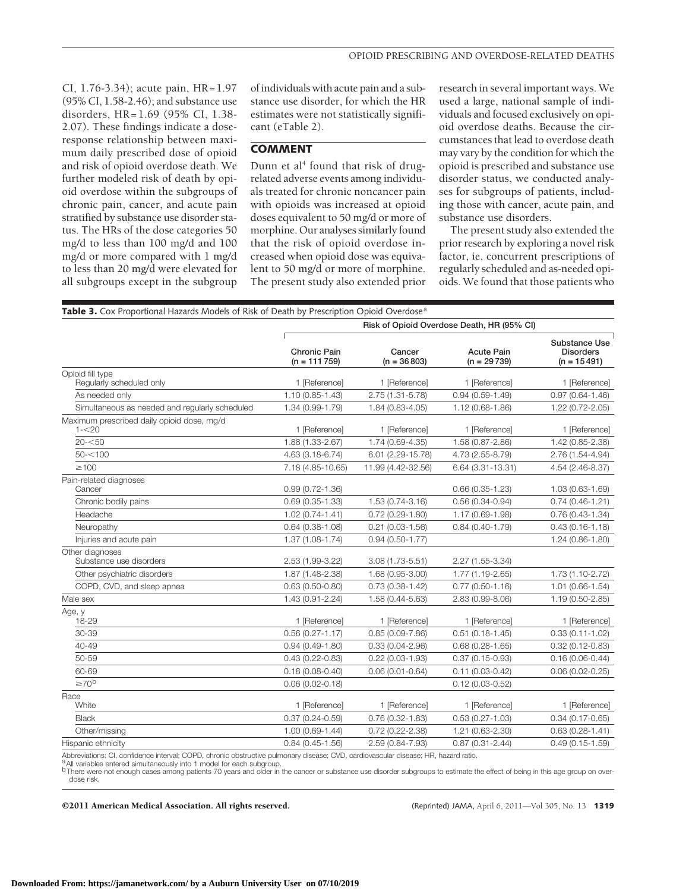CI, 1.76-3.34); acute pain, HR = 1.97 (95% CI, 1.58-2.46); and substance use disorders, HR = 1.69 (95% CI, 1.38-2.07). These findings indicate a dose-response relationship between maximum daily prescribed dose of opioid and risk of opioid overdose death. We further modeled risk of death by opioid overdose within the subgroups of chronic pain, cancer, and acute pain stratified by substance use disorder status. The HRs of the dose categories 50 mg/d to less than 100 mg/d and 100 mg/d or more compared with 1 mg/d to less than 20 mg/d were elevated for all subgroups except in the subgroup of individuals with acute pain and a substance use disorder, for which the HR estimates were not statistically significant (eTable 2).

## COMMENT

Dunn et al[4] found that risk of drug-related adverse events among individuals treated for chronic noncancer pain with opioids was increased at opioid doses equivalent to 50 mg/d or more of morphine. Our analyses similarly found that the risk of opioid overdose increased when opioid dose was equivalent to 50 mg/d or more of morphine. The present study also extended prior research in several important ways. We used a large, national sample of individuals and focused exclusively on opioid overdose deaths. Because the circumstances that lead to overdose death may vary by the condition for which the opioid is prescribed and substance use disorder status, we conducted analyses for subgroups of patients, including those with cancer, acute pain, and substance use disorders.

The present study also extended the prior research by exploring a novel risk factor, ie, concurrent prescriptions of regularly scheduled and as-needed opioids. We found that those patients who

**Table 3.** Cox Proportional Hazards Models of Risk of Death by Prescription Opioid Overdose[a]

| | Risk of Opioid Overdose Death, HR (95% CI) | | | |
|---|---|---|---|---|
| | Chronic Pain (n = 111 759) | Cancer (n = 36 803) | Acute Pain (n = 29 739) | Substance Use Disorders (n = 15 491) |
| **Opioid fill type** | | | | |
| Regularly scheduled only | 1 [Reference] | 1 [Reference] | 1 [Reference] | 1 [Reference] |
| As needed only | 1.10 (0.85-1.43) | 2.75 (1.31-5.78) | 0.94 (0.59-1.49) | 0.97 (0.64-1.46) |
| Simultaneous as needed and regularly scheduled | 1.34 (0.99-1.79) | 1.84 (0.83-4.05) | 1.12 (0.68-1.86) | 1.22 (0.72-2.05) |
| **Maximum prescribed daily opioid dose, mg/d** | | | | |
| 1-<20 | 1 [Reference] | 1 [Reference] | 1 [Reference] | 1 [Reference] |
| 20-<50 | 1.88 (1.33-2.67) | 1.74 (0.69-4.35) | 1.58 (0.87-2.86) | 1.42 (0.85-2.38) |
| 50-<100 | 4.63 (3.18-6.74) | 6.01 (2.29-15.78) | 4.73 (2.55-8.79) | 2.76 (1.54-4.94) |
| ≥100 | 7.18 (4.85-10.65) | 11.99 (4.42-32.56) | 6.64 (3.31-13.31) | 4.54 (2.46-8.37) |
| **Pain-related diagnoses** | | | | |
| Cancer | 0.99 (0.72-1.36) | | 0.66 (0.35-1.23) | 1.03 (0.63-1.69) |
| Chronic bodily pains | 0.69 (0.35-1.33) | 1.53 (0.74-3.16) | 0.56 (0.34-0.94) | 0.74 (0.46-1.21) |
| Headache | 1.02 (0.74-1.41) | 0.72 (0.29-1.80) | 1.17 (0.69-1.98) | 0.76 (0.43-1.34) |
| Neuropathy | 0.64 (0.38-1.08) | 0.21 (0.03-1.56) | 0.84 (0.40-1.79) | 0.43 (0.16-1.18) |
| Injuries and acute pain | 1.37 (1.08-1.74) | 0.94 (0.50-1.77) | | 1.24 (0.86-1.80) |
| **Other diagnoses** | | | | |
| Substance use disorders | 2.53 (1.99-3.22) | 3.08 (1.73-5.51) | 2.27 (1.55-3.34) | |
| Other psychiatric disorders | 1.87 (1.48-2.38) | 1.68 (0.95-3.00) | 1.77 (1.19-2.65) | 1.73 (1.10-2.72) |
| COPD, CVD, and sleep apnea | 0.63 (0.50-0.80) | 0.73 (0.38-1.42) | 0.77 (0.50-1.16) | 1.01 (0.66-1.54) |
| Male sex | 1.43 (0.91-2.24) | 1.58 (0.44-5.63) | 2.83 (0.99-8.06) | 1.19 (0.50-2.85) |
| **Age, y** | | | | |
| 18-29 | 1 [Reference] | 1 [Reference] | 1 [Reference] | 1 [Reference] |
| 30-39 | 0.56 (0.27-1.17) | 0.85 (0.09-7.86) | 0.51 (0.18-1.45) | 0.33 (0.11-1.02) |
| 40-49 | 0.94 (0.49-1.80) | 0.33 (0.04-2.96) | 0.68 (0.28-1.65) | 0.32 (0.12-0.83) |
| 50-59 | 0.43 (0.22-0.83) | 0.22 (0.03-1.93) | 0.37 (0.15-0.93) | 0.16 (0.06-0.44) |
| 60-69 | 0.18 (0.08-0.40) | 0.06 (0.01-0.64) | 0.11 (0.03-0.42) | 0.06 (0.02-0.25) |
| ≥70[b] | 0.06 (0.02-0.18) | | 0.12 (0.03-0.52) | |
| **Race** | | | | |
| White | 1 [Reference] | 1 [Reference] | 1 [Reference] | 1 [Reference] |
| Black | 0.37 (0.24-0.59) | 0.76 (0.32-1.83) | 0.53 (0.27-1.03) | 0.34 (0.17-0.65) |
| Other/missing | 1.00 (0.69-1.44) | 0.72 (0.22-2.38) | 1.21 (0.63-2.30) | 0.63 (0.28-1.41) |
| Hispanic ethnicity | 0.84 (0.45-1.56) | 2.59 (0.84-7.93) | 0.87 (0.31-2.44) | 0.49 (0.15-1.59) |

Abbreviations: CI, confidence interval; COPD, chronic obstructive pulmonary disease; CVD, cardiovascular disease; HR, hazard ratio.
[a] All variables entered simultaneously into 1 model for each subgroup.
[b] There were not enough cases among patients 70 years and older in the cancer or substance use disorder subgroups to estimate the effect of being in this age group on overdose risk.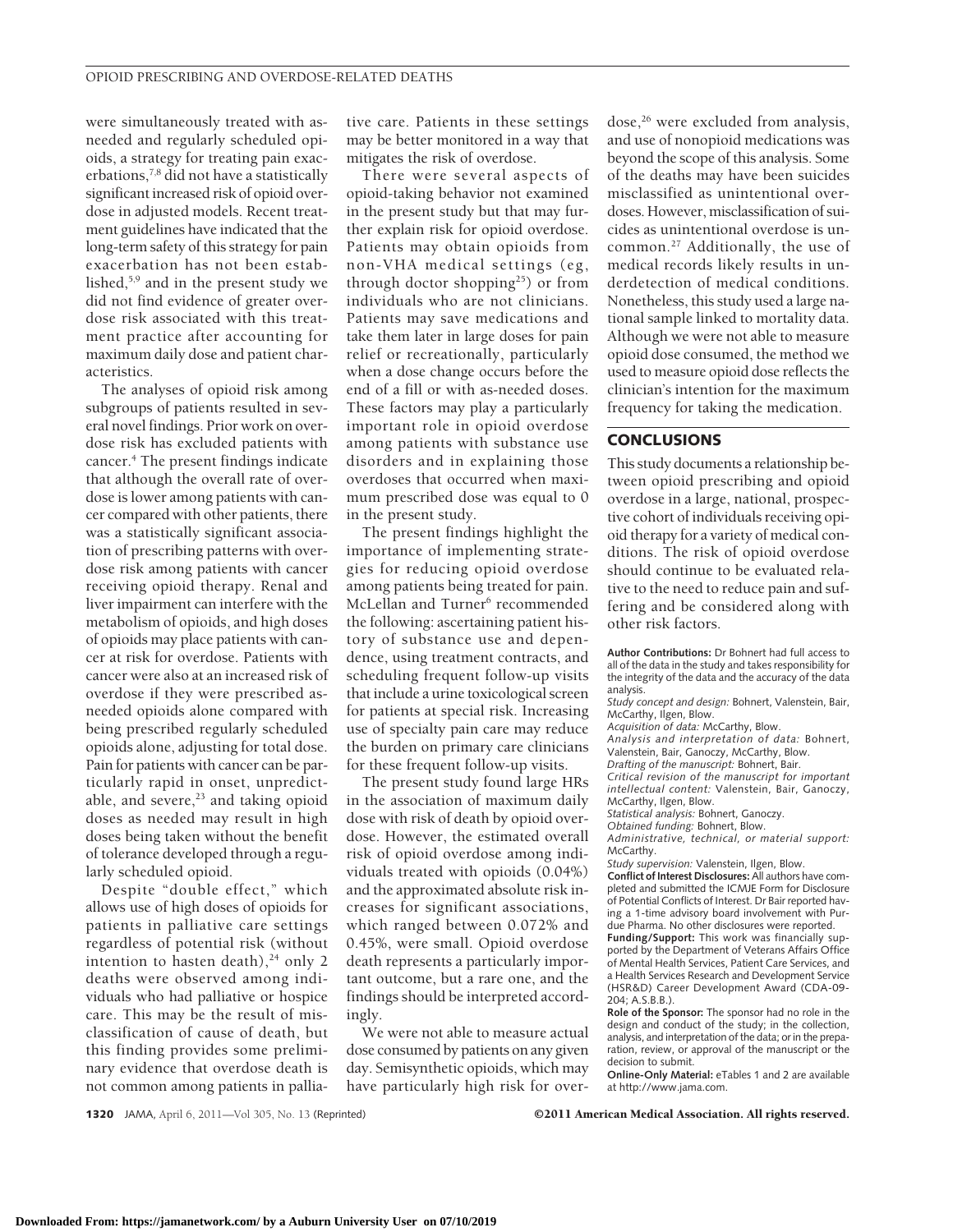were simultaneously treated with as-needed and regularly scheduled opioids, a strategy for treating pain exacerbations,[7,8] did not have a statistically significant increased risk of opioid overdose in adjusted models. Recent treatment guidelines have indicated that the long-term safety of this strategy for pain exacerbation has not been established,[5,9] and in the present study we did not find evidence of greater overdose risk associated with this treatment practice after accounting for maximum daily dose and patient characteristics.

The analyses of opioid risk among subgroups of patients resulted in several novel findings. Prior work on overdose risk has excluded patients with cancer.[4] The present findings indicate that although the overall rate of overdose is lower among patients with cancer compared with other patients, there was a statistically significant association of prescribing patterns with overdose risk among patients with cancer receiving opioid therapy. Renal and liver impairment can interfere with the metabolism of opioids, and high doses of opioids may place patients with cancer at risk for overdose. Patients with cancer were also at an increased risk of overdose if they were prescribed as-needed opioids alone compared with being prescribed regularly scheduled opioids alone, adjusting for total dose. Pain for patients with cancer can be particularly rapid in onset, unpredictable, and severe,[23] and taking opioid doses as needed may result in high doses being taken without the benefit of tolerance developed through a regularly scheduled opioid.

Despite "double effect," which allows use of high doses of opioids for patients in palliative care settings regardless of potential risk (without intention to hasten death),[24] only 2 deaths were observed among individuals who had palliative or hospice care. This may be the result of misclassification of cause of death, but this finding provides some preliminary evidence that overdose death is not common among patients in palliative care. Patients in these settings may be better monitored in a way that mitigates the risk of overdose.

There were several aspects of opioid-taking behavior not examined in the present study but that may further explain risk for opioid overdose. Patients may obtain opioids from non-VHA medical settings (eg, through doctor shopping[25]) or from individuals who are not clinicians. Patients may save medications and take them later in large doses for pain relief or recreationally, particularly when a dose change occurs before the end of a fill or with as-needed doses. These factors may play a particularly important role in opioid overdose among patients with substance use disorders and in explaining those overdoses that occurred when maximum prescribed dose was equal to 0 in the present study.

The present findings highlight the importance of implementing strategies for reducing opioid overdose among patients being treated for pain. McLellan and Turner[6] recommended the following: ascertaining patient history of substance use and dependence, using treatment contracts, and scheduling frequent follow-up visits that include a urine toxicological screen for patients at special risk. Increasing use of specialty pain care may reduce the burden on primary care clinicians for these frequent follow-up visits.

The present study found large HRs in the association of maximum daily dose with risk of death by opioid overdose. However, the estimated overall risk of opioid overdose among individuals treated with opioids (0.04%) and the approximated absolute risk increases for significant associations, which ranged between 0.072% and 0.45%, were small. Opioid overdose death represents a particularly important outcome, but a rare one, and the findings should be interpreted accordingly.

We were not able to measure actual dose consumed by patients on any given day. Semisynthetic opioids, which may have particularly high risk for overdose,[26] were excluded from analysis, and use of nonopioid medications was beyond the scope of this analysis. Some of the deaths may have been suicides misclassified as unintentional overdoses. However, misclassification of suicides as unintentional overdose is uncommon.[27] Additionally, the use of medical records likely results in underdetection of medical conditions. Nonetheless, this study used a large national sample linked to mortality data. Although we were not able to measure opioid dose consumed, the method we used to measure opioid dose reflects the clinician's intention for the maximum frequency for taking the medication.

## CONCLUSIONS

This study documents a relationship between opioid prescribing and opioid overdose in a large, national, prospective cohort of individuals receiving opioid therapy for a variety of medical conditions. The risk of opioid overdose should continue to be evaluated relative to the need to reduce pain and suffering and be considered along with other risk factors.

**Author Contributions:** Dr Bohnert had full access to all of the data in the study and takes responsibility for the integrity of the data and the accuracy of the data analysis.
*Study concept and design:* Bohnert, Valenstein, Bair, McCarthy, Ilgen, Blow.
*Acquisition of data:* McCarthy, Blow.
*Analysis and interpretation of data:* Bohnert, Valenstein, Bair, Ganoczy, McCarthy, Blow.
*Drafting of the manuscript:* Bohnert, Bair.
*Critical revision of the manuscript for important intellectual content:* Valenstein, Bair, Ganoczy, McCarthy, Ilgen, Blow.
*Statistical analysis:* Bohnert, Ganoczy.
*Obtained funding:* Bohnert, Blow.
*Administrative, technical, or material support:* McCarthy.
*Study supervision:* Valenstein, Ilgen, Blow.

**Conflict of Interest Disclosures:** All authors have completed and submitted the ICMJE Form for Disclosure of Potential Conflicts of Interest. Dr Bair reported having a 1-time advisory board involvement with Purdue Pharma. No other disclosures were reported.

**Funding/Support:** This work was financially supported by the Department of Veterans Affairs Office of Mental Health Services, Patient Care Services, and a Health Services Research and Development Service (HSR&D) Career Development Award (CDA-09-204; A.S.B.B.).

**Role of the Sponsor:** The sponsor had no role in the design and conduct of the study; in the collection, analysis, and interpretation of the data; or in the preparation, review, or approval of the manuscript or the decision to submit.

**Online-Only Material:** eTables 1 and 2 are available at http://www.jama.com.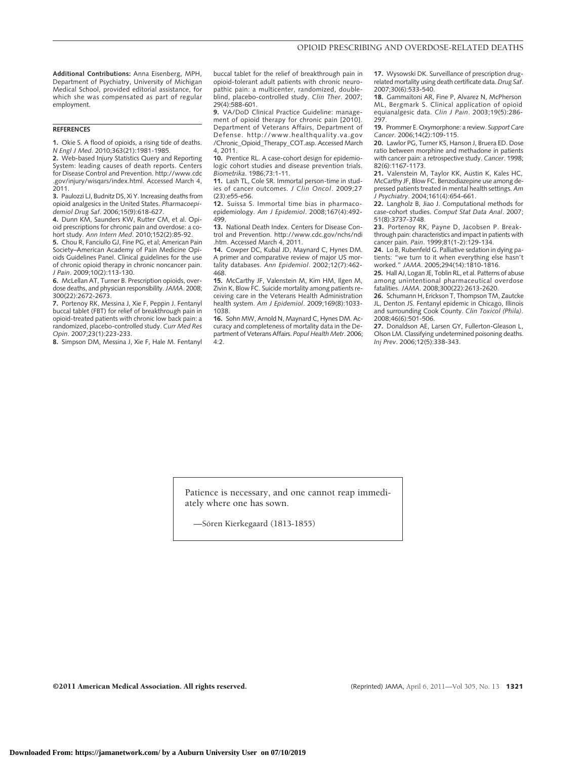**Additional Contributions:** Anna Eisenberg, MPH, Department of Psychiatry, University of Michigan Medical School, provided editorial assistance, for which she was compensated as part of regular employment.

## REFERENCES

1. Okie S. A flood of opioids, a rising tide of deaths. *N Engl J Med*. 2010;363(21):1981-1985.
2. Web-based Injury Statistics Query and Reporting System: leading causes of death reports. Centers for Disease Control and Prevention. http://www.cdc.gov/injury/wisqars/index.html. Accessed March 4, 2011.
3. Paulozzi LJ, Budnitz DS, Xi Y. Increasing deaths from opioid analgesics in the United States. *Pharmacoepidemiol Drug Saf*. 2006;15(9):618-627.
4. Dunn KM, Saunders KW, Rutter CM, et al. Opioid prescriptions for chronic pain and overdose: a cohort study. *Ann Intern Med*. 2010;152(2):85-92.
5. Chou R, Fanciullo GJ, Fine PG, et al; American Pain Society–American Academy of Pain Medicine Opioids Guidelines Panel. Clinical guidelines for the use of chronic opioid therapy in chronic noncancer pain. *J Pain*. 2009;10(2):113-130.
6. McLellan AT, Turner B. Prescription opioids, overdose deaths, and physician responsibility. *JAMA*. 2008;300(22):2672-2673.
7. Portenoy RK, Messina J, Xie F, Peppin J. Fentanyl buccal tablet (FBT) for relief of breakthrough pain in opioid-treated patients with chronic low back pain: a randomized, placebo-controlled study. *Curr Med Res Opin*. 2007;23(1):223-233.
8. Simpson DM, Messina J, Xie F, Hale M. Fentanyl buccal tablet for the relief of breakthrough pain in opioid-tolerant adult patients with chronic neuropathic pain: a multicenter, randomized, double-blind, placebo-controlled study. *Clin Ther*. 2007;29(4):588-601.
9. VA/DoD Clinical Practice Guideline: management of opioid therapy for chronic pain [2010]. Department of Veterans Affairs, Department of Defense. http://www.healthquality.va.gov/Chronic_Opioid_Therapy_COT.asp. Accessed March 4, 2011.
10. Prentice RL. A case-cohort design for epidemiologic cohort studies and disease prevention trials. *Biometrika*. 1986;73:1-11.
11. Lash TL, Cole SR. Immortal person-time in studies of cancer outcomes. *J Clin Oncol*. 2009;27(23):e55-e56.
12. Suissa S. Immortal time bias in pharmacoepidemiology. *Am J Epidemiol*. 2008;167(4):492-499.
13. National Death Index. Centers for Disease Control and Prevention. http://www.cdc.gov/nchs/ndi.htm. Accessed March 4, 2011.
14. Cowper DC, Kubal JD, Maynard C, Hynes DM. A primer and comparative review of major US mortality databases. *Ann Epidemiol*. 2002;12(7):462-468.
15. McCarthy JF, Valenstein M, Kim HM, Ilgen M, Zivin K, Blow FC. Suicide mortality among patients receiving care in the Veterans Health Administration health system. *Am J Epidemiol*. 2009;169(8):1033-1038.
16. Sohn MW, Arnold N, Maynard C, Hynes DM. Accuracy and completeness of mortality data in the Department of Veterans Affairs. *Popul Health Metr*. 2006;4:2.
17. Wysowski DK. Surveillance of prescription drug-related mortality using death certificate data. *Drug Saf*. 2007;30(6):533-540.
18. Gammaitoni AR, Fine P, Alvarez N, McPherson ML, Bergmark S. Clinical application of opioid equianalgesic data. *Clin J Pain*. 2003;19(5):286-297.
19. Prommer E. Oxymorphone: a review. *Support Care Cancer*. 2006;14(2):109-115.
20. Lawlor PG, Turner KS, Hanson J, Bruera ED. Dose ratio between morphine and methadone in patients with cancer pain: a retrospective study. *Cancer*. 1998;82(6):1167-1173.
21. Valenstein M, Taylor KK, Austin K, Kales HC, McCarthy JF, Blow FC. Benzodiazepine use among depressed patients treated in mental health settings. *Am J Psychiatry*. 2004;161(4):654-661.
22. Langholz B, Jiao J. Computational methods for case-cohort studies. *Comput Stat Data Anal*. 2007;51(8):3737-3748.
23. Portenoy RK, Payne D, Jacobsen P. Breakthrough pain: characteristics and impact in patients with cancer pain. *Pain*. 1999;81(1-2):129-134.
24. Lo B, Rubenfeld G. Palliative sedation in dying patients: "we turn to it when everything else hasn't worked." *JAMA*. 2005;294(14):1810-1816.
25. Hall AJ, Logan JE, Toblin RL, et al. Patterns of abuse among unintentional pharmaceutical overdose fatalities. *JAMA*. 2008;300(22):2613-2620.
26. Schumann H, Erickson T, Thompson TM, Zautcke JL, Denton JS. Fentanyl epidemic in Chicago, Illinois and surrounding Cook County. *Clin Toxicol (Phila)*. 2008;46(6):501-506.
27. Donaldson AE, Larsen GY, Fullerton-Gleason L, Olson LM. Classifying undetermined poisoning deaths. *Inj Prev*. 2006;12(5):338-343.

Patience is necessary, and one cannot reap immediately where one has sown.

—Sóren Kierkegaard (1813-1855)